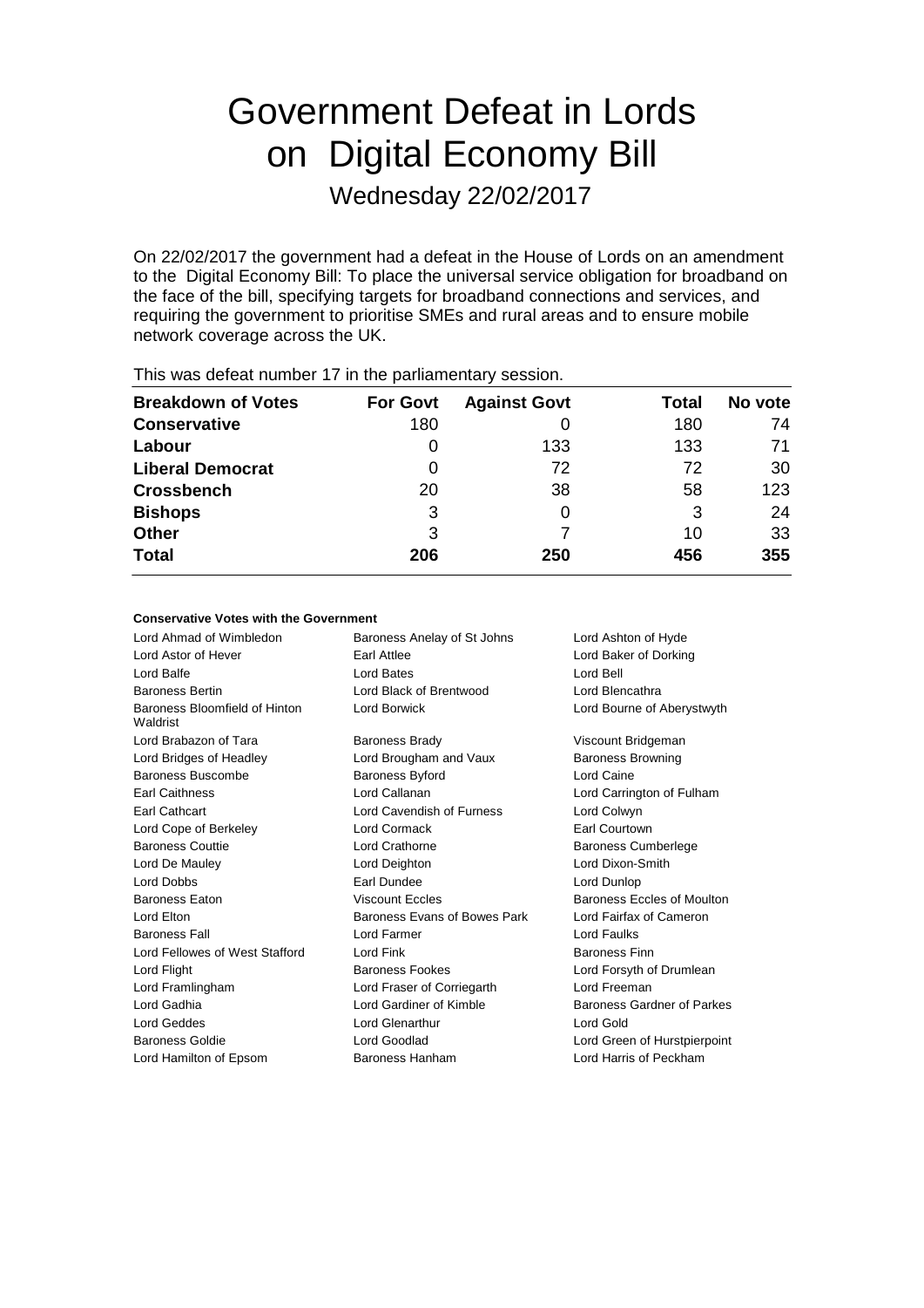# Government Defeat in Lords on Digital Economy Bill

## Wednesday 22/02/2017

On 22/02/2017 the government had a defeat in the House of Lords on an amendment to the Digital Economy Bill: To place the universal service obligation for broadband on the face of the bill, specifying targets for broadband connections and services, and requiring the government to prioritise SMEs and rural areas and to ensure mobile network coverage across the UK.

This was defeat number 17 in the parliamentary session.

| Breakdown of Votes | For Govt | Against Govt | Total | No vote |
|---|---|---|---|---|
| **Conservative** | 180 | 0 | 180 | 74 |
| **Labour** | 0 | 133 | 133 | 71 |
| **Liberal Democrat** | 0 | 72 | 72 | 30 |
| **Crossbench** | 20 | 38 | 58 | 123 |
| **Bishops** | 3 | 0 | 3 | 24 |
| **Other** | 3 | 7 | 10 | 33 |
| **Total** | 206 | 250 | 456 | 355 |

#### Conservative Votes with the Government

| | | |
|---|---|---|
| Lord Ahmad of Wimbledon | Baroness Anelay of St Johns | Lord Ashton of Hyde |
| Lord Astor of Hever | Earl Attlee | Lord Baker of Dorking |
| Lord Balfe | Lord Bates | Lord Bell |
| Baroness Bertin | Lord Black of Brentwood | Lord Blencathra |
| Baroness Bloomfield of Hinton Waldrist | Lord Borwick | Lord Bourne of Aberystwyth |
| Lord Brabazon of Tara | Baroness Brady | Viscount Bridgeman |
| Lord Bridges of Headley | Lord Brougham and Vaux | Baroness Browning |
| Baroness Buscombe | Baroness Byford | Lord Caine |
| Earl Caithness | Lord Callanan | Lord Carrington of Fulham |
| Earl Cathcart | Lord Cavendish of Furness | Lord Colwyn |
| Lord Cope of Berkeley | Lord Cormack | Earl Courtown |
| Baroness Couttie | Lord Crathorne | Baroness Cumberlege |
| Lord De Mauley | Lord Deighton | Lord Dixon-Smith |
| Lord Dobbs | Earl Dundee | Lord Dunlop |
| Baroness Eaton | Viscount Eccles | Baroness Eccles of Moulton |
| Lord Elton | Baroness Evans of Bowes Park | Lord Fairfax of Cameron |
| Baroness Fall | Lord Farmer | Lord Faulks |
| Lord Fellowes of West Stafford | Lord Fink | Baroness Finn |
| Lord Flight | Baroness Fookes | Lord Forsyth of Drumlean |
| Lord Framlingham | Lord Fraser of Corriegarth | Lord Freeman |
| Lord Gadhia | Lord Gardiner of Kimble | Baroness Gardner of Parkes |
| Lord Geddes | Lord Glenarthur | Lord Gold |
| Baroness Goldie | Lord Goodlad | Lord Green of Hurstpierpoint |
| Lord Hamilton of Epsom | Baroness Hanham | Lord Harris of Peckham |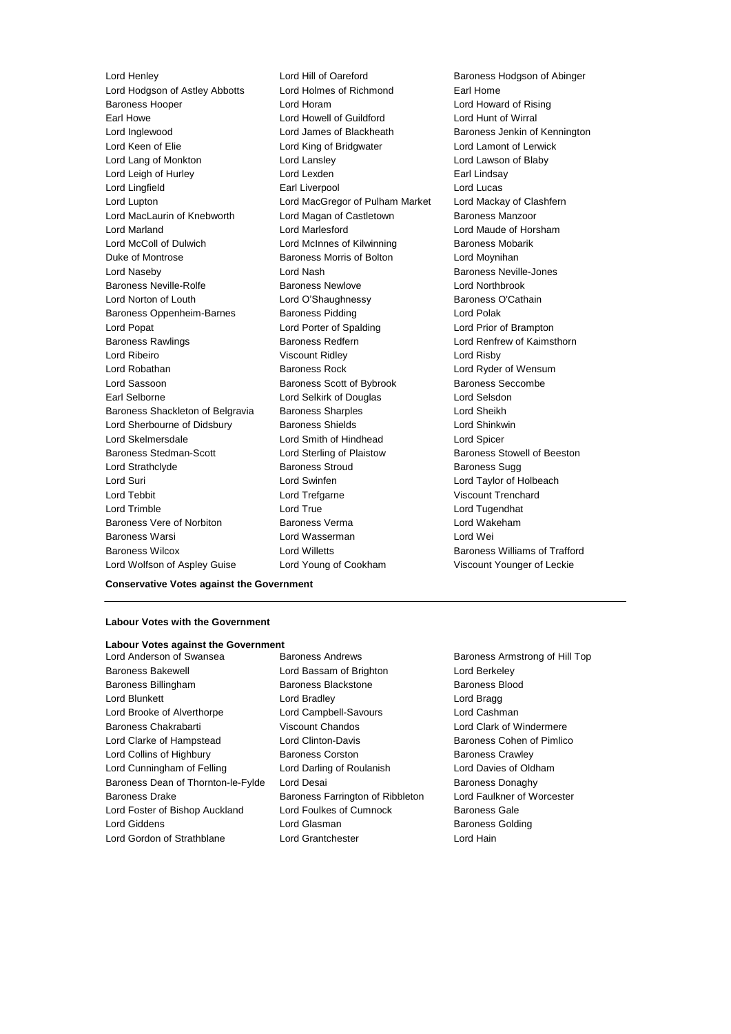Lord Henley
Lord Hill of Oareford
Baroness Hodgson of Abinger
Lord Hodgson of Astley Abbotts
Lord Holmes of Richmond
Earl Home
Baroness Hooper
Lord Horam
Lord Howard of Rising
Earl Howe
Lord Howell of Guildford
Lord Hunt of Wirral
Lord Inglewood
Lord James of Blackheath
Baroness Jenkin of Kennington
Lord Keen of Elie
Lord King of Bridgwater
Lord Lamont of Lerwick
Lord Lang of Monkton
Lord Lansley
Lord Lawson of Blaby
Lord Leigh of Hurley
Lord Lexden
Earl Lindsay
Lord Lingfield
Earl Liverpool
Lord Lucas
Lord Lupton
Lord MacGregor of Pulham Market
Lord Mackay of Clashfern
Lord MacLaurin of Knebworth
Lord Magan of Castletown
Baroness Manzoor
Lord Marland
Lord Marlesford
Lord Maude of Horsham
Lord McColl of Dulwich
Lord McInnes of Kilwinning
Baroness Mobarik
Duke of Montrose
Baroness Morris of Bolton
Lord Moynihan
Lord Naseby
Lord Nash
Baroness Neville-Jones
Baroness Neville-Rolfe
Baroness Newlove
Lord Northbrook
Lord Norton of Louth
Lord O'Shaughnessy
Baroness O'Cathain
Baroness Oppenheim-Barnes
Baroness Pidding
Lord Polak
Lord Popat
Lord Porter of Spalding
Lord Prior of Brampton
Baroness Rawlings
Baroness Redfern
Lord Renfrew of Kaimsthorn
Lord Ribeiro
Viscount Ridley
Lord Risby
Lord Robathan
Baroness Rock
Lord Ryder of Wensum
Lord Sassoon
Baroness Scott of Bybrook
Baroness Seccombe
Earl Selborne
Lord Selkirk of Douglas
Lord Selsdon
Baroness Shackleton of Belgravia
Baroness Sharples
Lord Sheikh
Lord Sherbourne of Didsbury
Baroness Shields
Lord Shinkwin
Lord Skelmersdale
Lord Smith of Hindhead
Lord Spicer
Baroness Stedman-Scott
Lord Sterling of Plaistow
Baroness Stowell of Beeston
Lord Strathclyde
Baroness Stroud
Baroness Sugg
Lord Suri
Lord Swinfen
Lord Taylor of Holbeach
Lord Tebbit
Lord Trefgarne
Viscount Trenchard
Lord Trimble
Lord True
Lord Tugendhat
Baroness Vere of Norbiton
Baroness Verma
Lord Wakeham
Baroness Warsi
Lord Wasserman
Lord Wei
Baroness Wilcox
Lord Willetts
Baroness Williams of Trafford
Lord Wolfson of Aspley Guise
Lord Young of Cookham
Viscount Younger of Leckie

**Conservative Votes against the Government**

---

**Labour Votes with the Government**

**Labour Votes against the Government**

Lord Anderson of Swansea
Baroness Andrews
Baroness Armstrong of Hill Top
Baroness Bakewell
Lord Bassam of Brighton
Lord Berkeley
Baroness Billingham
Baroness Blackstone
Baroness Blood
Lord Blunkett
Lord Bradley
Lord Bragg
Lord Brooke of Alverthorpe
Lord Campbell-Savours
Lord Cashman
Baroness Chakrabarti
Viscount Chandos
Lord Clark of Windermere
Lord Clarke of Hampstead
Lord Clinton-Davis
Baroness Cohen of Pimlico
Lord Collins of Highbury
Baroness Corston
Baroness Crawley
Lord Cunningham of Felling
Lord Darling of Roulanish
Lord Davies of Oldham
Baroness Dean of Thornton-le-Fylde
Lord Desai
Baroness Donaghy
Baroness Drake
Baroness Farrington of Ribbleton
Lord Faulkner of Worcester
Lord Foster of Bishop Auckland
Lord Foulkes of Cumnock
Baroness Gale
Lord Giddens
Lord Glasman
Baroness Golding
Lord Gordon of Strathblane
Lord Grantchester
Lord Hain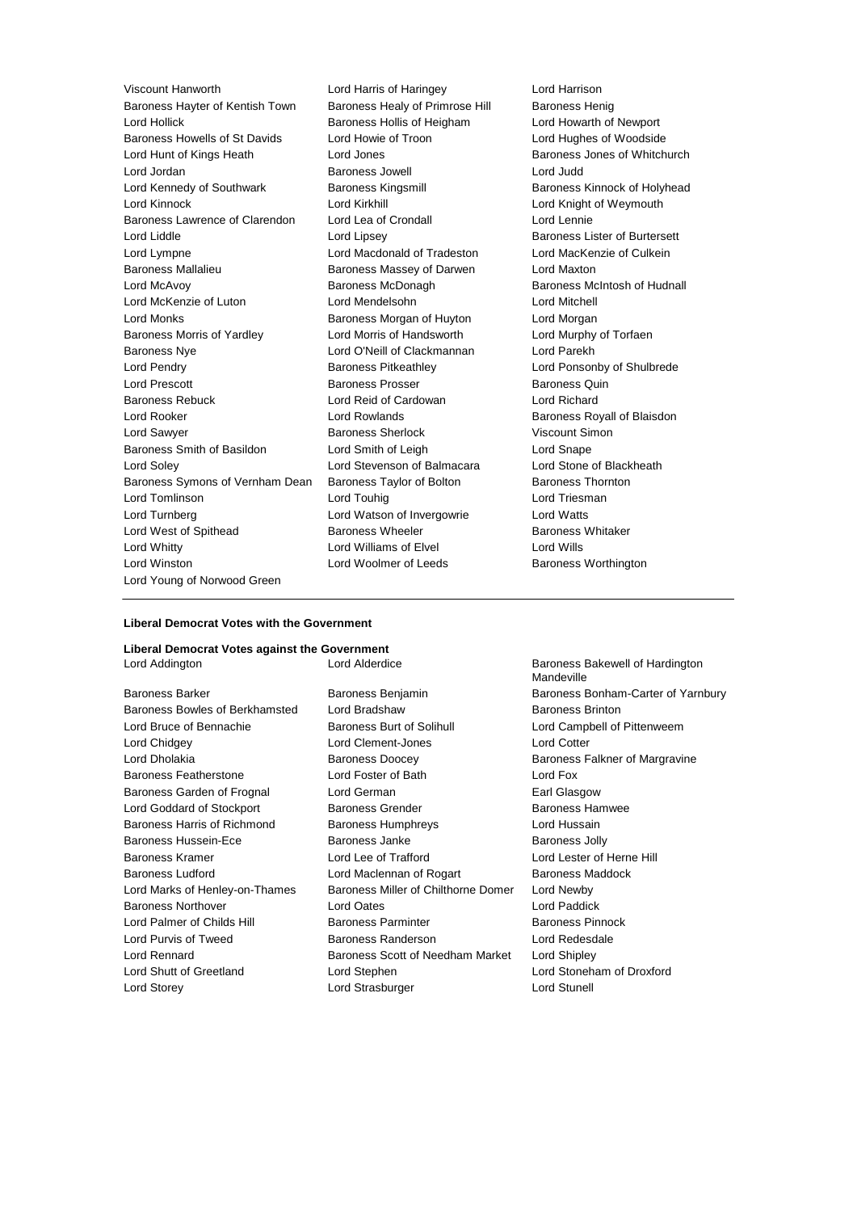Viscount Hanworth
Lord Harris of Haringey
Lord Harrison
Baroness Hayter of Kentish Town
Baroness Healy of Primrose Hill
Baroness Henig
Lord Hollick
Baroness Hollis of Heigham
Lord Howarth of Newport
Baroness Howells of St Davids
Lord Howie of Troon
Lord Hughes of Woodside
Lord Hunt of Kings Heath
Lord Jones
Baroness Jones of Whitchurch
Lord Jordan
Baroness Jowell
Lord Judd
Lord Kennedy of Southwark
Baroness Kingsmill
Baroness Kinnock of Holyhead
Lord Kinnock
Lord Kirkhill
Lord Knight of Weymouth
Baroness Lawrence of Clarendon
Lord Lea of Crondall
Lord Lennie
Lord Liddle
Lord Lipsey
Baroness Lister of Burtersett
Lord Lympne
Lord Macdonald of Tradeston
Lord MacKenzie of Culkein
Baroness Mallalieu
Baroness Massey of Darwen
Lord Maxton
Lord McAvoy
Baroness McDonagh
Baroness McIntosh of Hudnall
Lord McKenzie of Luton
Lord Mendelsohn
Lord Mitchell
Lord Monks
Baroness Morgan of Huyton
Lord Morgan
Baroness Morris of Yardley
Lord Morris of Handsworth
Lord Murphy of Torfaen
Baroness Nye
Lord O'Neill of Clackmannan
Lord Parekh
Lord Pendry
Baroness Pitkeathley
Lord Ponsonby of Shulbrede
Lord Prescott
Baroness Prosser
Baroness Quin
Baroness Rebuck
Lord Reid of Cardowan
Lord Richard
Lord Rooker
Lord Rowlands
Baroness Royall of Blaisdon
Lord Sawyer
Baroness Sherlock
Viscount Simon
Baroness Smith of Basildon
Lord Smith of Leigh
Lord Snape
Lord Soley
Lord Stevenson of Balmacara
Lord Stone of Blackheath
Baroness Symons of Vernham Dean
Baroness Taylor of Bolton
Baroness Thornton
Lord Tomlinson
Lord Touhig
Lord Triesman
Lord Turnberg
Lord Watson of Invergowrie
Lord Watts
Lord West of Spithead
Baroness Wheeler
Baroness Whitaker
Lord Whitty
Lord Williams of Elvel
Lord Wills
Lord Winston
Lord Woolmer of Leeds
Baroness Worthington
Lord Young of Norwood Green

---

**Liberal Democrat Votes with the Government**

**Liberal Democrat Votes against the Government**

Lord Addington
Lord Alderdice
Baroness Bakewell of Hardington Mandeville
Baroness Barker
Baroness Benjamin
Baroness Bonham-Carter of Yarnbury
Baroness Bowles of Berkhamsted
Lord Bradshaw
Baroness Brinton
Lord Bruce of Bennachie
Baroness Burt of Solihull
Lord Campbell of Pittenweem
Lord Chidgey
Lord Clement-Jones
Lord Cotter
Lord Dholakia
Baroness Doocey
Baroness Falkner of Margravine
Baroness Featherstone
Lord Foster of Bath
Lord Fox
Baroness Garden of Frognal
Lord German
Earl Glasgow
Lord Goddard of Stockport
Baroness Grender
Baroness Hamwee
Baroness Harris of Richmond
Baroness Humphreys
Lord Hussain
Baroness Hussein-Ece
Baroness Janke
Baroness Jolly
Baroness Kramer
Lord Lee of Trafford
Lord Lester of Herne Hill
Baroness Ludford
Lord Maclennan of Rogart
Baroness Maddock
Lord Marks of Henley-on-Thames
Baroness Miller of Chilthorne Domer
Lord Newby
Baroness Northover
Lord Oates
Lord Paddick
Lord Palmer of Childs Hill
Baroness Parminter
Baroness Pinnock
Lord Purvis of Tweed
Baroness Randerson
Lord Redesdale
Lord Rennard
Baroness Scott of Needham Market
Lord Shipley
Lord Shutt of Greetland
Lord Stephen
Lord Stoneham of Droxford
Lord Storey
Lord Strasburger
Lord Stunell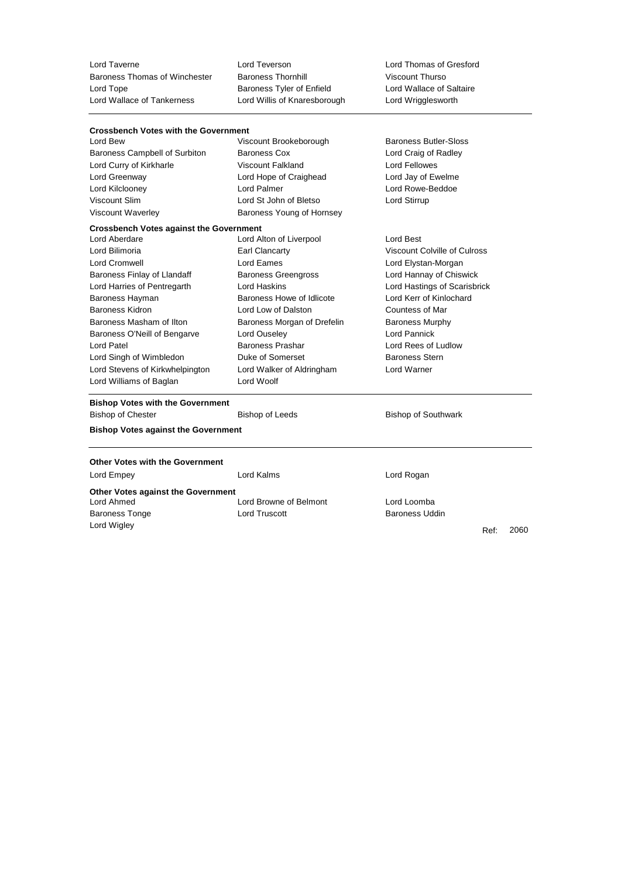Lord Taverne
Lord Teverson
Lord Thomas of Gresford
Baroness Thomas of Winchester
Baroness Thornhill
Viscount Thurso
Lord Tope
Baroness Tyler of Enfield
Lord Wallace of Saltaire
Lord Wallace of Tankerness
Lord Willis of Knaresborough
Lord Wrigglesworth

**Crossbench Votes with the Government**

Lord Bew
Viscount Brookeborough
Baroness Butler-Sloss
Baroness Campbell of Surbiton
Baroness Cox
Lord Craig of Radley
Lord Curry of Kirkharle
Viscount Falkland
Lord Fellowes
Lord Greenway
Lord Hope of Craighead
Lord Jay of Ewelme
Lord Kilclooney
Lord Palmer
Lord Rowe-Beddoe
Viscount Slim
Lord St John of Bletso
Lord Stirrup
Viscount Waverley
Baroness Young of Hornsey

**Crossbench Votes against the Government**

Lord Aberdare
Lord Alton of Liverpool
Lord Best
Lord Bilimoria
Earl Clancarty
Viscount Colville of Culross
Lord Cromwell
Lord Eames
Lord Elystan-Morgan
Baroness Finlay of Llandaff
Baroness Greengross
Lord Hannay of Chiswick
Lord Harries of Pentregarth
Lord Haskins
Lord Hastings of Scarisbrick
Baroness Hayman
Baroness Howe of Idlicote
Lord Kerr of Kinlochard
Baroness Kidron
Lord Low of Dalston
Countess of Mar
Baroness Masham of Ilton
Baroness Morgan of Drefelin
Baroness Murphy
Baroness O'Neill of Bengarve
Lord Ouseley
Lord Pannick
Lord Patel
Baroness Prashar
Lord Rees of Ludlow
Lord Singh of Wimbledon
Duke of Somerset
Baroness Stern
Lord Stevens of Kirkwhelpington
Lord Walker of Aldringham
Lord Warner
Lord Williams of Baglan
Lord Woolf

**Bishop Votes with the Government**

Bishop of Chester
Bishop of Leeds
Bishop of Southwark

**Bishop Votes against the Government**

**Other Votes with the Government**

Lord Empey
Lord Kalms
Lord Rogan

**Other Votes against the Government**

Lord Ahmed
Lord Browne of Belmont
Lord Loomba
Baroness Tonge
Lord Truscott
Baroness Uddin
Lord Wigley

Ref: 2060